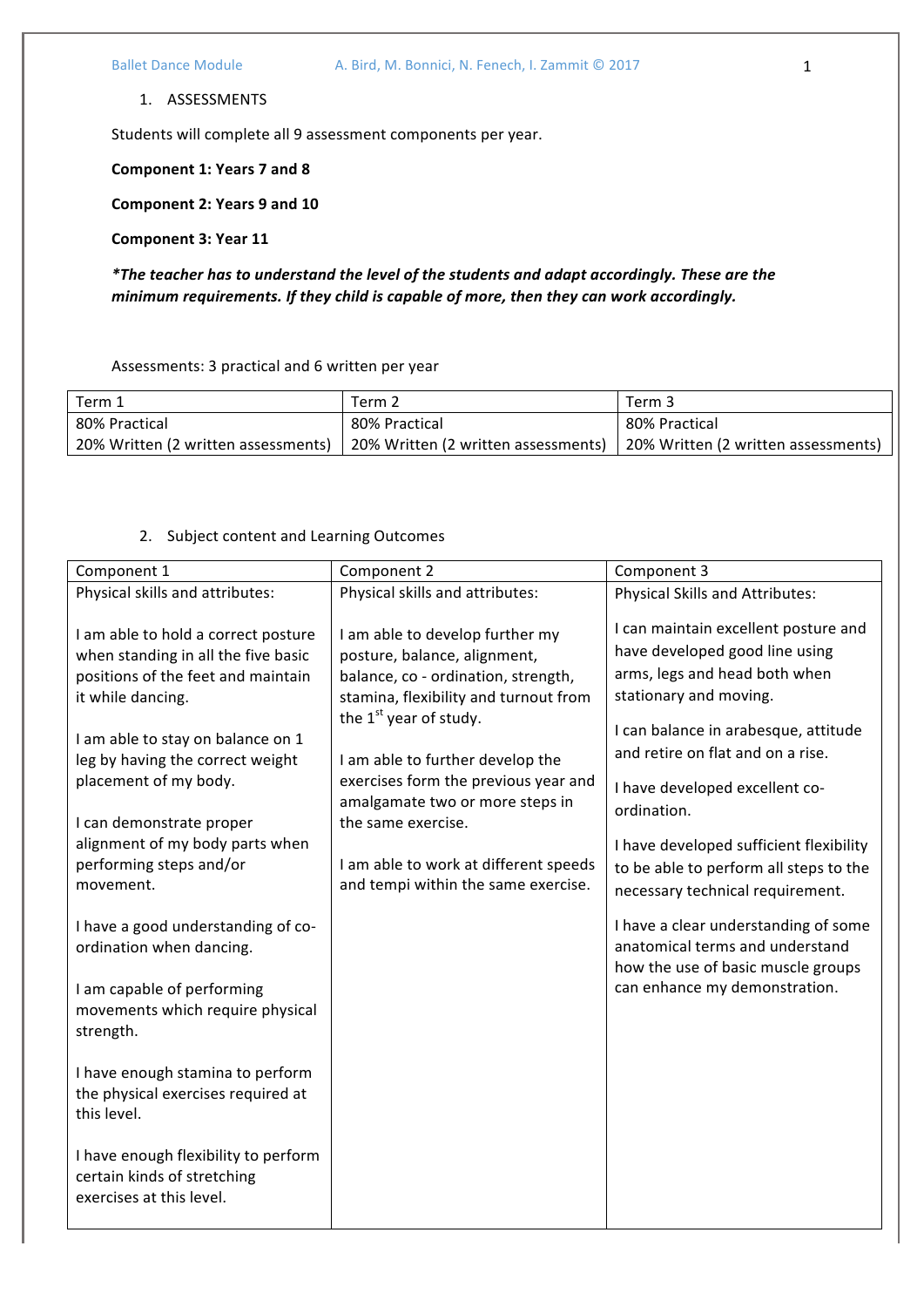1. ASSESSMENTS

Students will complete all 9 assessment components per year.

**Component 1: Years 7 and 8**

**Component 2: Years 9 and 10**

**Component 3: Year 11**

***The teacher has to understand the level of the students and adapt accordingly. These are the minimum requirements. If they child is capable of more, then they can work accordingly.***

Assessments: 3 practical and 6 written per year

| Term 1 | Term 2 | Term 3 |
|---|---|---|
| 80% Practical<br>20% Written (2 written assessments) | 80% Practical<br>20% Written (2 written assessments) | 80% Practical<br>20% Written (2 written assessments) |

2. Subject content and Learning Outcomes

| Component 1 | Component 2 | Component 3 |
|---|---|---|
| Physical skills and attributes:<br><br>I am able to hold a correct posture when standing in all the five basic positions of the feet and maintain it while dancing.<br><br>I am able to stay on balance on 1 leg by having the correct weight placement of my body.<br><br>I can demonstrate proper alignment of my body parts when performing steps and/or movement.<br><br>I have a good understanding of co-ordination when dancing.<br><br>I am capable of performing movements which require physical strength.<br><br>I have enough stamina to perform the physical exercises required at this level.<br><br>I have enough flexibility to perform certain kinds of stretching exercises at this level. | Physical skills and attributes:<br><br>I am able to develop further my posture, balance, alignment, balance, co - ordination, strength, stamina, flexibility and turnout from the 1st year of study.<br><br>I am able to further develop the exercises form the previous year and amalgamate two or more steps in the same exercise.<br><br>I am able to work at different speeds and tempi within the same exercise. | Physical Skills and Attributes:<br><br>I can maintain excellent posture and have developed good line using arms, legs and head both when stationary and moving.<br><br>I can balance in arabesque, attitude and retire on flat and on a rise.<br><br>I have developed excellent co-ordination.<br><br>I have developed sufficient flexibility to be able to perform all steps to the necessary technical requirement.<br><br>I have a clear understanding of some anatomical terms and understand how the use of basic muscle groups can enhance my demonstration. |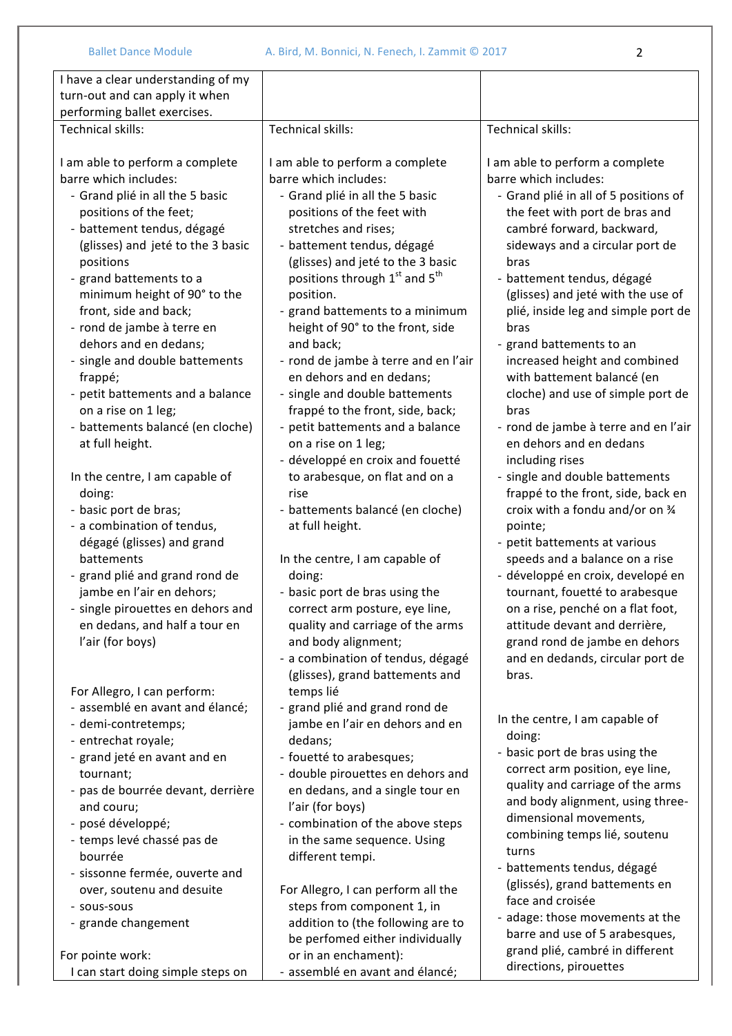| | | |
|---|---|---|
| I have a clear understanding of my turn-out and can apply it when performing ballet exercises. | | |
| Technical skills:<br><br>I am able to perform a complete barre which includes:<br>- Grand plié in all the 5 basic positions of the feet;<br>- battement tendus, dégagé (glisses) and jeté to the 3 basic positions<br>- grand battements to a minimum height of 90° to the front, side and back;<br>- rond de jambe à terre en dehors and en dedans;<br>- single and double battements frappé;<br>- petit battements and a balance on a rise on 1 leg;<br>- battements balancé (en cloche) at full height.<br><br>In the centre, I am capable of doing:<br>- basic port de bras;<br>- a combination of tendus, dégagé (glisses) and grand battements<br>- grand plié and grand rond de jambe en l'air en dehors;<br>- single pirouettes en dehors and en dedans, and half a tour en l'air (for boys)<br><br>For Allegro, I can perform:<br>- assemblé en avant and élancé;<br>- demi-contretemps;<br>- entrechat royale;<br>- grand jeté en avant and en tournant;<br>- pas de bourrée devant, derrière and couru;<br>- posé développé;<br>- temps levé chassé pas de bourrée<br>- sissonne fermée, ouverte and over, soutenu and desuite<br>- sous-sous<br>- grande changement<br><br>For pointe work:<br>I can start doing simple steps on | Technical skills:<br><br>I am able to perform a complete barre which includes:<br>- Grand plié in all the 5 basic positions of the feet with stretches and rises;<br>- battement tendus, dégagé (glisses) and jeté to the 3 basic positions through 1st and 5th position.<br>- grand battements to a minimum height of 90° to the front, side and back;<br>- rond de jambe à terre and en l'air en dehors and en dedans;<br>- single and double battements frappé to the front, side, back;<br>- petit battements and a balance on a rise on 1 leg;<br>- développé en croix and fouetté to arabesque, on flat and on a rise<br>- battements balancé (en cloche) at full height.<br><br>In the centre, I am capable of doing:<br>- basic port de bras using the correct arm posture, eye line, quality and carriage of the arms and body alignment;<br>- a combination of tendus, dégagé (glisses), grand battements and temps lié<br>- grand plié and grand rond de jambe en l'air en dehors and en dedans;<br>- fouetté to arabesques;<br>- double pirouettes en dehors and en dedans, and a single tour en l'air (for boys)<br>- combination of the above steps in the same sequence. Using different tempi.<br><br>For Allegro, I can perform all the steps from component 1, in addition to (the following are to be perfomed either individually or in an enchament):<br>- assemblé en avant and élancé; | Technical skills:<br><br>I am able to perform a complete barre which includes:<br>- Grand plié in all of 5 positions of the feet with port de bras and cambré forward, backward, sideways and a circular port de bras<br>- battement tendus, dégagé (glisses) and jeté with the use of plié, inside leg and simple port de bras<br>- grand battements to an increased height and combined with battement balancé (en cloche) and use of simple port de bras<br>- rond de jambe à terre and en l'air en dehors and en dedans including rises<br>- single and double battements frappé to the front, side, back en croix with a fondu and/or on ¾ pointe;<br>- petit battements at various speeds and a balance on a rise<br>- développé en croix, developé en tournant, fouetté to arabesque on a rise, penché on a flat foot, attitude devant and derrière, grand rond de jambe en dehors and en dedands, circular port de bras.<br><br>In the centre, I am capable of doing:<br>- basic port de bras using the correct arm position, eye line, quality and carriage of the arms and body alignment, using three-dimensional movements, combining temps lié, soutenu turns<br>- battements tendus, dégagé (glissés), grand battements en face and croisée<br>- adage: those movements at the barre and use of 5 arabesques, grand plié, cambré in different directions, pirouettes |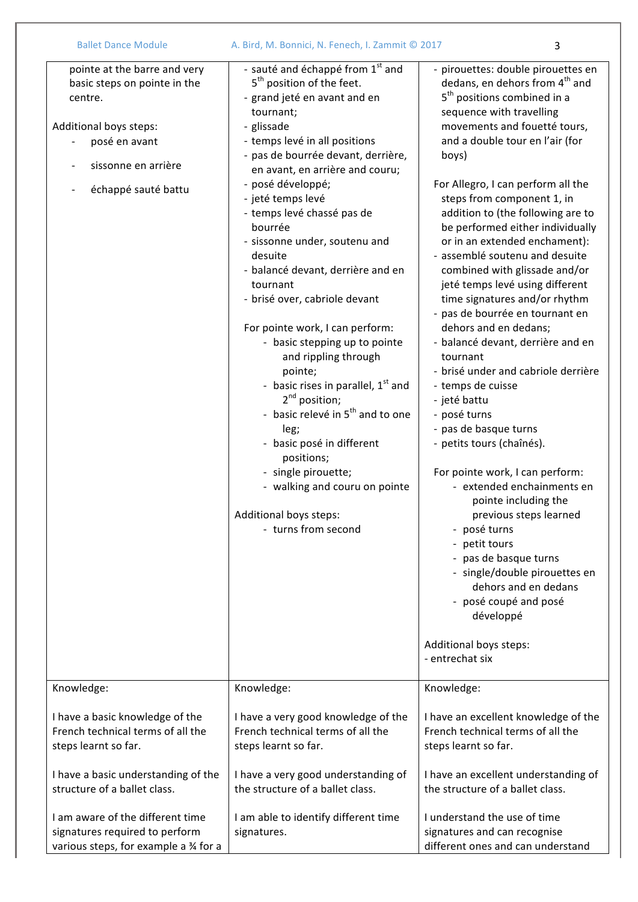| | | |
|---|---|---|
| pointe at the barre and very basic steps on pointe in the centre.<br><br>Additional boys steps:<br>- posé en avant<br>- sissonne en arrière<br>- échappé sauté battu | - sauté and échappé from 1st and 5th position of the feet.<br>- grand jeté en avant and en tournant;<br>- glissade<br>- temps levé in all positions<br>- pas de bourrée devant, derrière, en avant, en arrière and couru;<br>- posé développé;<br>- jeté temps levé<br>- temps levé chassé pas de bourrée<br>- sissonne under, soutenu and desuite<br>- balancé devant, derrière and en tournant<br>- brisé over, cabriole devant<br><br>For pointe work, I can perform:<br>- basic stepping up to pointe and rippling through pointe;<br>- basic rises in parallel, 1st and 2nd position;<br>- basic relevé in 5th and to one leg;<br>- basic posé in different positions;<br>- single pirouette;<br>- walking and couru on pointe<br><br>Additional boys steps:<br>- turns from second | - pirouettes: double pirouettes en dedans, en dehors from 4th and 5th positions combined in a sequence with travelling movements and fouetté tours, and a double tour en l'air (for boys)<br><br>For Allegro, I can perform all the steps from component 1, in addition to (the following are to be performed either individually or in an extended enchament):<br>- assemblé soutenu and desuite combined with glissade and/or jeté temps levé using different time signatures and/or rhythm<br>- pas de bourrée en tournant en dehors and en dedans;<br>- balancé devant, derrière and en tournant<br>- brisé under and cabriole derrière<br>- temps de cuisse<br>- jeté battu<br>- posé turns<br>- pas de basque turns<br>- petits tours (chaînés).<br><br>For pointe work, I can perform:<br>- extended enchainments en pointe including the previous steps learned<br>- posé turns<br>- petit tours<br>- pas de basque turns<br>- single/double pirouettes en dehors and en dedans<br>- posé coupé and posé développé<br><br>Additional boys steps:<br>- entrechat six |
| Knowledge:<br><br>I have a basic knowledge of the French technical terms of all the steps learnt so far.<br><br>I have a basic understanding of the structure of a ballet class.<br><br>I am aware of the different time signatures required to perform various steps, for example a ¾ for a | Knowledge:<br><br>I have a very good knowledge of the French technical terms of all the steps learnt so far.<br><br>I have a very good understanding of the structure of a ballet class.<br><br>I am able to identify different time signatures. | Knowledge:<br><br>I have an excellent knowledge of the French technical terms of all the steps learnt so far.<br><br>I have an excellent understanding of the structure of a ballet class.<br><br>I understand the use of time signatures and can recognise different ones and can understand |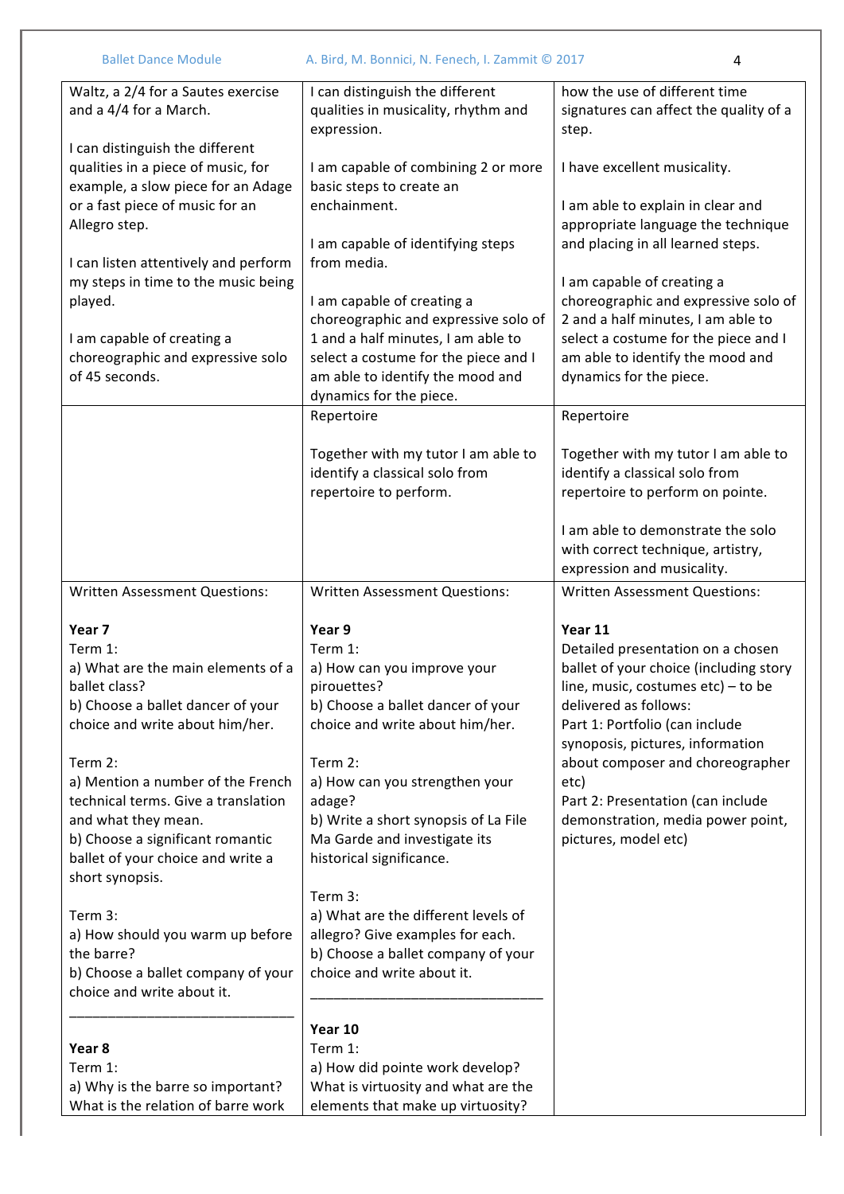| | | |
|---|---|---|
| Waltz, a 2/4 for a Sautes exercise and a 4/4 for a March.<br><br>I can distinguish the different qualities in a piece of music, for example, a slow piece for an Adage or a fast piece of music for an Allegro step.<br><br>I can listen attentively and perform my steps in time to the music being played.<br><br>I am capable of creating a choreographic and expressive solo of 45 seconds. | I can distinguish the different qualities in musicality, rhythm and expression.<br><br>I am capable of combining 2 or more basic steps to create an enchainment.<br><br>I am capable of identifying steps from media.<br><br>I am capable of creating a choreographic and expressive solo of 1 and a half minutes, I am able to select a costume for the piece and I am able to identify the mood and dynamics for the piece. | how the use of different time signatures can affect the quality of a step.<br><br>I have excellent musicality.<br><br>I am able to explain in clear and appropriate language the technique and placing in all learned steps.<br><br>I am capable of creating a choreographic and expressive solo of 2 and a half minutes, I am able to select a costume for the piece and I am able to identify the mood and dynamics for the piece. |
| | Repertoire<br><br>Together with my tutor I am able to identify a classical solo from repertoire to perform. | Repertoire<br><br>Together with my tutor I am able to identify a classical solo from repertoire to perform on pointe.<br><br>I am able to demonstrate the solo with correct technique, artistry, expression and musicality. |
| Written Assessment Questions:<br><br>**Year 7**<br>Term 1:<br>a) What are the main elements of a ballet class?<br>b) Choose a ballet dancer of your choice and write about him/her.<br><br>Term 2:<br>a) Mention a number of the French technical terms. Give a translation and what they mean.<br>b) Choose a significant romantic ballet of your choice and write a short synopsis.<br><br>Term 3:<br>a) How should you warm up before the barre?<br>b) Choose a ballet company of your choice and write about it.<br>______________________________<br><br>**Year 8**<br>Term 1:<br>a) Why is the barre so important? What is the relation of barre work | Written Assessment Questions:<br><br>**Year 9**<br>Term 1:<br>a) How can you improve your pirouettes?<br>b) Choose a ballet dancer of your choice and write about him/her.<br><br>Term 2:<br>a) How can you strengthen your adage?<br>b) Write a short synopsis of La File Ma Garde and investigate its historical significance.<br><br>Term 3:<br>a) What are the different levels of allegro? Give examples for each.<br>b) Choose a ballet company of your choice and write about it.<br>______________________________<br><br>**Year 10**<br>Term 1:<br>a) How did pointe work develop? What is virtuosity and what are the elements that make up virtuosity? | Written Assessment Questions:<br><br>**Year 11**<br>Detailed presentation on a chosen ballet of your choice (including story line, music, costumes etc) – to be delivered as follows:<br>Part 1: Portfolio (can include synopsis, pictures, information about composer and choreographer etc)<br>Part 2: Presentation (can include demonstration, media power point, pictures, model etc) |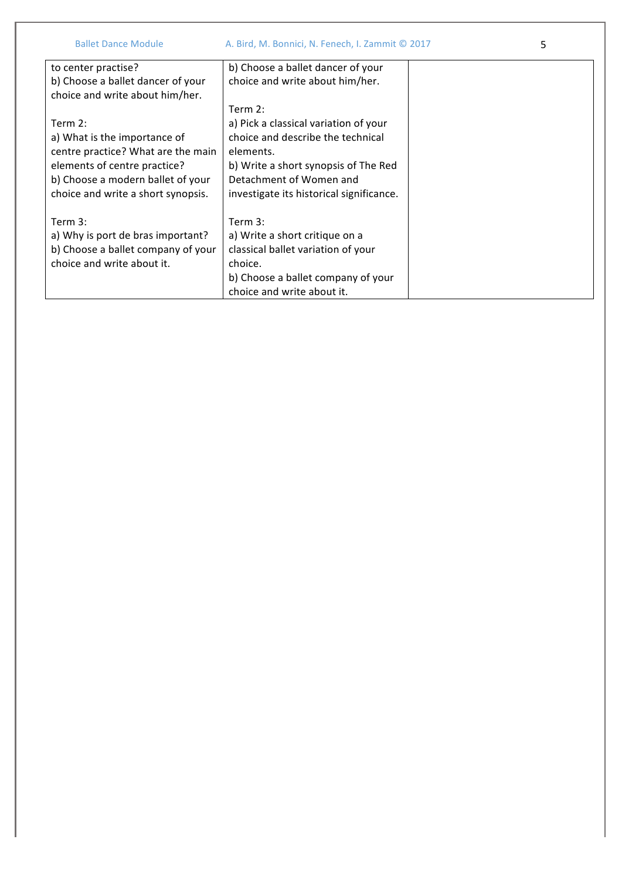| | | |
|---|---|---|
| to center practise?<br>b) Choose a ballet dancer of your choice and write about him/her.<br><br>Term 2:<br>a) What is the importance of centre practice? What are the main elements of centre practice?<br>b) Choose a modern ballet of your choice and write a short synopsis.<br><br>Term 3:<br>a) Why is port de bras important?<br>b) Choose a ballet company of your choice and write about it. | b) Choose a ballet dancer of your choice and write about him/her.<br><br>Term 2:<br>a) Pick a classical variation of your choice and describe the technical elements.<br>b) Write a short synopsis of The Red Detachment of Women and investigate its historical significance.<br><br>Term 3:<br>a) Write a short critique on a classical ballet variation of your choice.<br>b) Choose a ballet company of your choice and write about it. | |